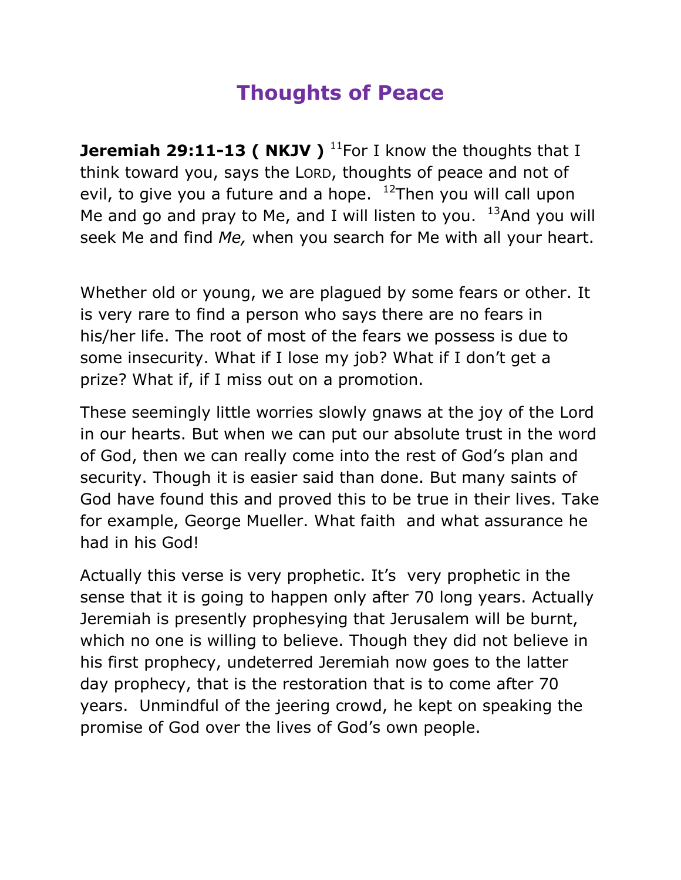# Thoughts of Peace

**Jeremiah 29:11-13 ( NKJV )** [11]For I know the thoughts that I think toward you, says the LORD, thoughts of peace and not of evil, to give you a future and a hope. [12]Then you will call upon Me and go and pray to Me, and I will listen to you. [13]And you will seek Me and find *Me,* when you search for Me with all your heart.

Whether old or young, we are plagued by some fears or other. It is very rare to find a person who says there are no fears in his/her life. The root of most of the fears we possess is due to some insecurity. What if I lose my job? What if I don't get a prize? What if, if I miss out on a promotion.

These seemingly little worries slowly gnaws at the joy of the Lord in our hearts. But when we can put our absolute trust in the word of God, then we can really come into the rest of God's plan and security. Though it is easier said than done. But many saints of God have found this and proved this to be true in their lives. Take for example, George Mueller. What faith and what assurance he had in his God!

Actually this verse is very prophetic. It's very prophetic in the sense that it is going to happen only after 70 long years. Actually Jeremiah is presently prophesying that Jerusalem will be burnt, which no one is willing to believe. Though they did not believe in his first prophecy, undeterred Jeremiah now goes to the latter day prophecy, that is the restoration that is to come after 70 years. Unmindful of the jeering crowd, he kept on speaking the promise of God over the lives of God's own people.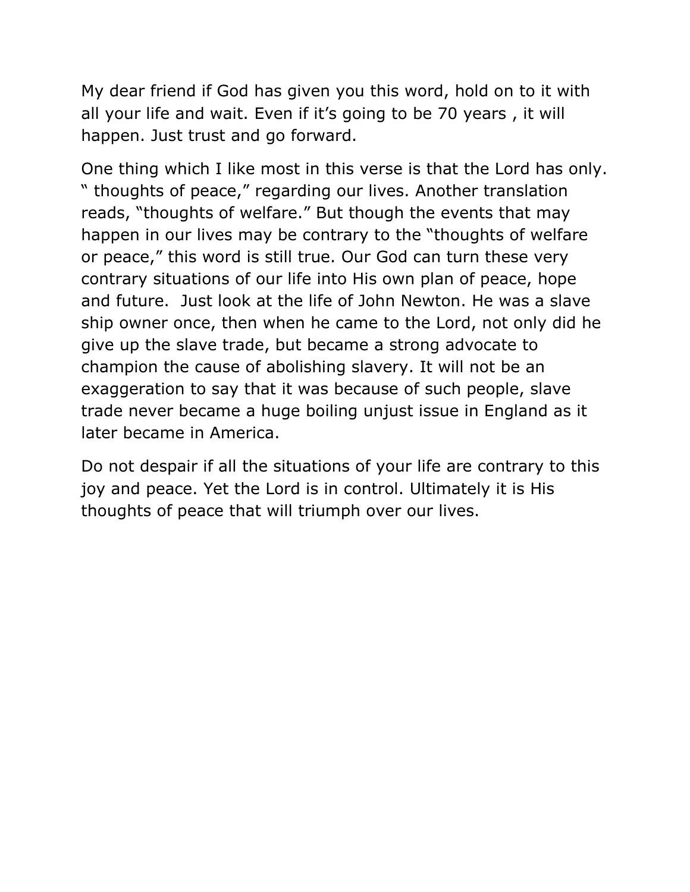My dear friend if God has given you this word, hold on to it with all your life and wait. Even if it's going to be 70 years , it will happen. Just trust and go forward.

One thing which I like most in this verse is that the Lord has only. " thoughts of peace," regarding our lives. Another translation reads, "thoughts of welfare." But though the events that may happen in our lives may be contrary to the "thoughts of welfare or peace," this word is still true. Our God can turn these very contrary situations of our life into His own plan of peace, hope and future. Just look at the life of John Newton. He was a slave ship owner once, then when he came to the Lord, not only did he give up the slave trade, but became a strong advocate to champion the cause of abolishing slavery. It will not be an exaggeration to say that it was because of such people, slave trade never became a huge boiling unjust issue in England as it later became in America.

Do not despair if all the situations of your life are contrary to this joy and peace. Yet the Lord is in control. Ultimately it is His thoughts of peace that will triumph over our lives.